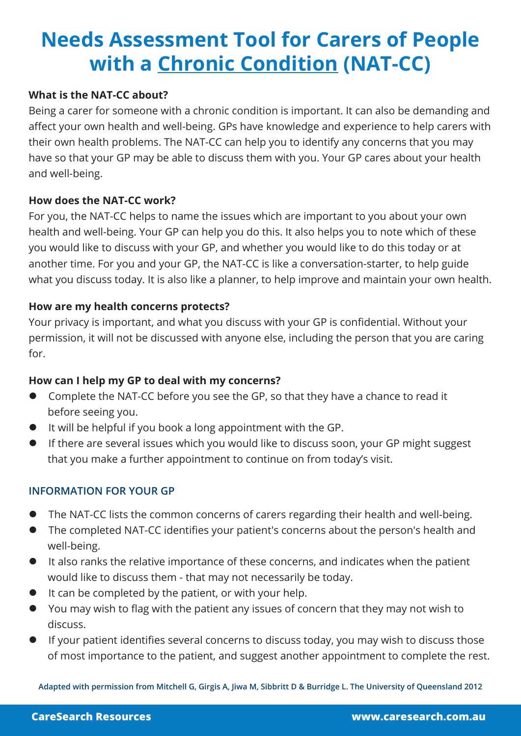# Needs Assessment Tool for Carers of People with a Chronic Condition (NAT-CC)

**What is the NAT-CC about?**

Being a carer for someone with a chronic condition is important. It can also be demanding and affect your own health and well-being. GPs have knowledge and experience to help carers with their own health problems. The NAT-CC can help you to identify any concerns that you may have so that your GP may be able to discuss them with you. Your GP cares about your health and well-being.

**How does the NAT-CC work?**

For you, the NAT-CC helps to name the issues which are important to you about your own health and well-being. Your GP can help you do this. It also helps you to note which of these you would like to discuss with your GP, and whether you would like to do this today or at another time. For you and your GP, the NAT-CC is like a conversation-starter, to help guide what you discuss today. It is also like a planner, to help improve and maintain your own health.

**How are my health concerns protects?**

Your privacy is important, and what you discuss with your GP is confidential. Without your permission, it will not be discussed with anyone else, including the person that you are caring for.

**How can I help my GP to deal with my concerns?**

- Complete the NAT-CC before you see the GP, so that they have a chance to read it before seeing you.
- It will be helpful if you book a long appointment with the GP.
- If there are several issues which you would like to discuss soon, your GP might suggest that you make a further appointment to continue on from today's visit.

## INFORMATION FOR YOUR GP

- The NAT-CC lists the common concerns of carers regarding their health and well-being.
- The completed NAT-CC identifies your patient's concerns about the person's health and well-being.
- It also ranks the relative importance of these concerns, and indicates when the patient would like to discuss them - that may not necessarily be today.
- It can be completed by the patient, or with your help.
- You may wish to flag with the patient any issues of concern that they may not wish to discuss.
- If your patient identifies several concerns to discuss today, you may wish to discuss those of most importance to the patient, and suggest another appointment to complete the rest.

**Adapted with permission from Mitchell G, Girgis A, Jiwa M, Sibbritt D & Burridge L. The University of Queensland 2012**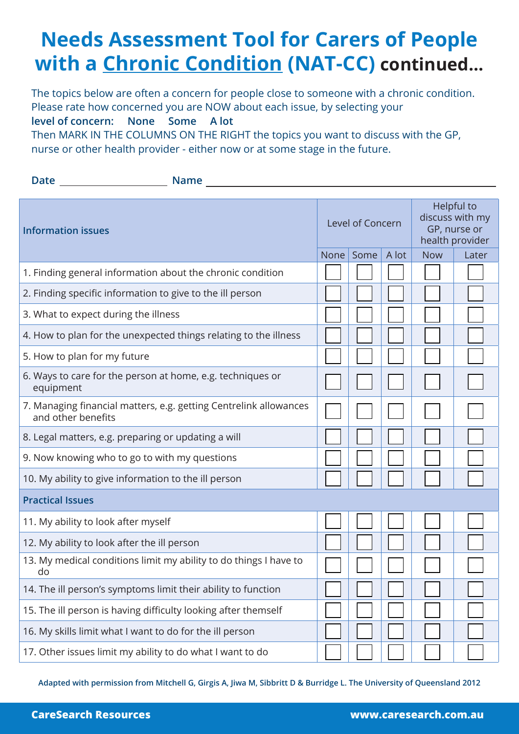# Needs Assessment Tool for Carers of People with a Chronic Condition (NAT-CC) continued...

The topics below are often a concern for people close to someone with a chronic condition. Please rate how concerned you are NOW about each issue, by selecting your **level of concern: None Some A lot**

Then MARK IN THE COLUMNS ON THE RIGHT the topics you want to discuss with the GP, nurse or other health provider - either now or at some stage in the future.

**Date** ____________________ **Name** ____________________________________________

| Information issues | Level of Concern | | | Helpful to discuss with my GP, nurse or health provider | |
|---|---|---|---|---|---|
| | None | Some | A lot | Now | Later |
| 1. Finding general information about the chronic condition | ☐ | ☐ | ☐ | ☐ | ☐ |
| 2. Finding specific information to give to the ill person | ☐ | ☐ | ☐ | ☐ | ☐ |
| 3. What to expect during the illness | ☐ | ☐ | ☐ | ☐ | ☐ |
| 4. How to plan for the unexpected things relating to the illness | ☐ | ☐ | ☐ | ☐ | ☐ |
| 5. How to plan for my future | ☐ | ☐ | ☐ | ☐ | ☐ |
| 6. Ways to care for the person at home, e.g. techniques or equipment | ☐ | ☐ | ☐ | ☐ | ☐ |
| 7. Managing financial matters, e.g. getting Centrelink allowances and other benefits | ☐ | ☐ | ☐ | ☐ | ☐ |
| 8. Legal matters, e.g. preparing or updating a will | ☐ | ☐ | ☐ | ☐ | ☐ |
| 9. Now knowing who to go to with my questions | ☐ | ☐ | ☐ | ☐ | ☐ |
| 10. My ability to give information to the ill person | ☐ | ☐ | ☐ | ☐ | ☐ |
| **Practical Issues** | | | | | |
| 11. My ability to look after myself | ☐ | ☐ | ☐ | ☐ | ☐ |
| 12. My ability to look after the ill person | ☐ | ☐ | ☐ | ☐ | ☐ |
| 13. My medical conditions limit my ability to do things I have to do | ☐ | ☐ | ☐ | ☐ | ☐ |
| 14. The ill person's symptoms limit their ability to function | ☐ | ☐ | ☐ | ☐ | ☐ |
| 15. The ill person is having difficulty looking after themself | ☐ | ☐ | ☐ | ☐ | ☐ |
| 16. My skills limit what I want to do for the ill person | ☐ | ☐ | ☐ | ☐ | ☐ |
| 17. Other issues limit my ability to do what I want to do | ☐ | ☐ | ☐ | ☐ | ☐ |

Adapted with permission from Mitchell G, Girgis A, Jiwa M, Sibbritt D & Burridge L. The University of Queensland 2012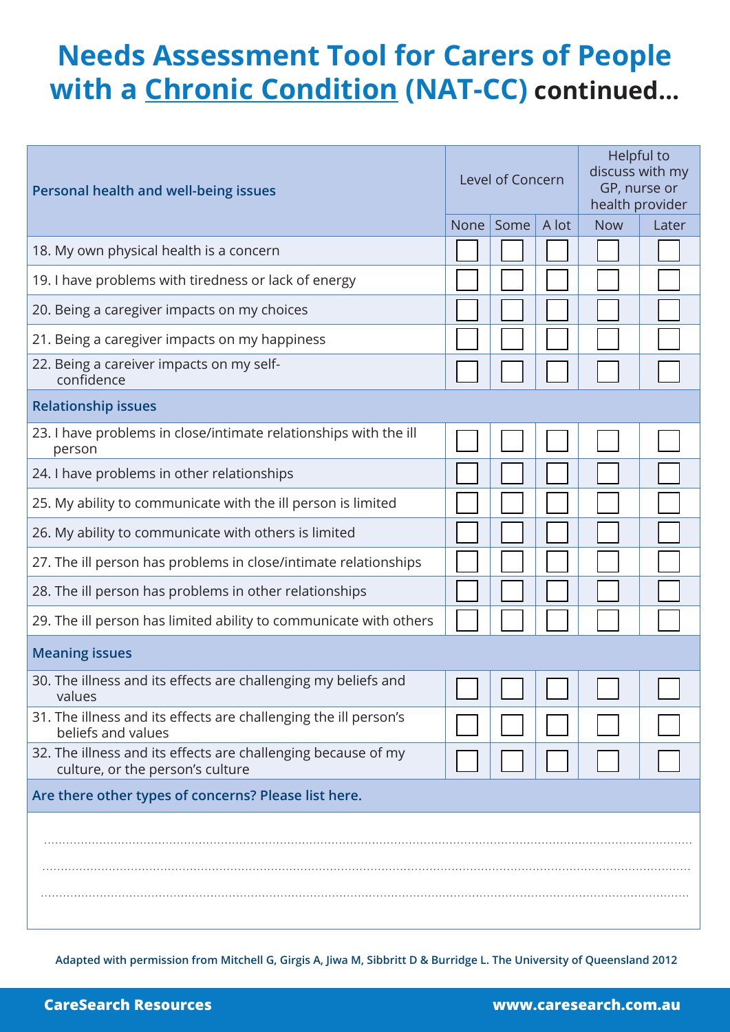# Needs Assessment Tool for Carers of People with a Chronic Condition (NAT-CC) continued...

| Personal health and well-being issues | Level of Concern | | | Helpful to discuss with my GP, nurse or health provider | |
|---|---|---|---|---|---|
| | None | Some | A lot | Now | Later |
| 18. My own physical health is a concern | ☐ | ☐ | ☐ | ☐ | ☐ |
| 19. I have problems with tiredness or lack of energy | ☐ | ☐ | ☐ | ☐ | ☐ |
| 20. Being a caregiver impacts on my choices | ☐ | ☐ | ☐ | ☐ | ☐ |
| 21. Being a caregiver impacts on my happiness | ☐ | ☐ | ☐ | ☐ | ☐ |
| 22. Being a careiver impacts on my self-confidence | ☐ | ☐ | ☐ | ☐ | ☐ |
| **Relationship issues** | | | | | |
| 23. I have problems in close/intimate relationships with the ill person | ☐ | ☐ | ☐ | ☐ | ☐ |
| 24. I have problems in other relationships | ☐ | ☐ | ☐ | ☐ | ☐ |
| 25. My ability to communicate with the ill person is limited | ☐ | ☐ | ☐ | ☐ | ☐ |
| 26. My ability to communicate with others is limited | ☐ | ☐ | ☐ | ☐ | ☐ |
| 27. The ill person has problems in close/intimate relationships | ☐ | ☐ | ☐ | ☐ | ☐ |
| 28. The ill person has problems in other relationships | ☐ | ☐ | ☐ | ☐ | ☐ |
| 29. The ill person has limited ability to communicate with others | ☐ | ☐ | ☐ | ☐ | ☐ |
| **Meaning issues** | | | | | |
| 30. The illness and its effects are challenging my beliefs and values | ☐ | ☐ | ☐ | ☐ | ☐ |
| 31. The illness and its effects are challenging the ill person's beliefs and values | ☐ | ☐ | ☐ | ☐ | ☐ |
| 32. The illness and its effects are challenging because of my culture, or the person's culture | ☐ | ☐ | ☐ | ☐ | ☐ |

**Are there other types of concerns? Please list here.**

.....................................................................................................................................

.....................................................................................................................................

.....................................................................................................................................

**Adapted with permission from Mitchell G, Girgis A, Jiwa M, Sibbritt D & Burridge L. The University of Queensland 2012**

**CareSearch Resources** **www.caresearch.com.au**